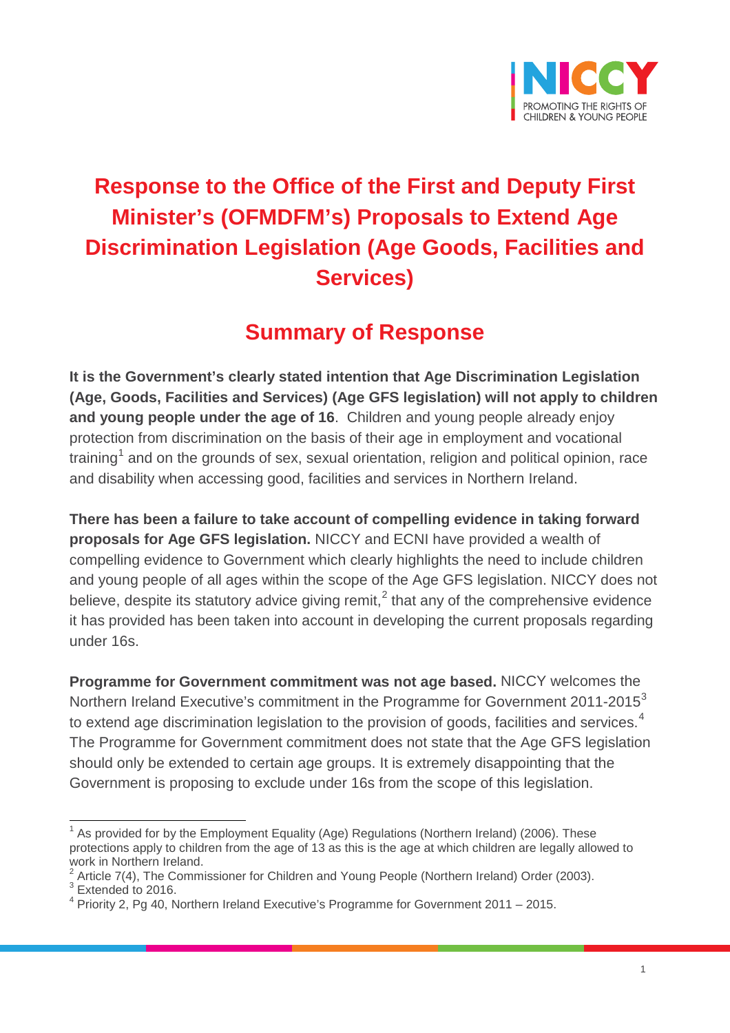# Response to the Office of the First and Deputy First Minister's (OFMDFM's) Proposals to Extend Age Discrimination Legislation (Age Goods, Facilities and Services)

## Summary of Response

**It is the Government's clearly stated intention that Age Discrimination Legislation (Age, Goods, Facilities and Services) (Age GFS legislation) will not apply to children and young people under the age of 16**. Children and young people already enjoy protection from discrimination on the basis of their age in employment and vocational training[1] and on the grounds of sex, sexual orientation, religion and political opinion, race and disability when accessing good, facilities and services in Northern Ireland.

**There has been a failure to take account of compelling evidence in taking forward proposals for Age GFS legislation.** NICCY and ECNI have provided a wealth of compelling evidence to Government which clearly highlights the need to include children and young people of all ages within the scope of the Age GFS legislation. NICCY does not believe, despite its statutory advice giving remit,[2] that any of the comprehensive evidence it has provided has been taken into account in developing the current proposals regarding under 16s.

**Programme for Government commitment was not age based.** NICCY welcomes the Northern Ireland Executive's commitment in the Programme for Government 2011-2015[3] to extend age discrimination legislation to the provision of goods, facilities and services.[4] The Programme for Government commitment does not state that the Age GFS legislation should only be extended to certain age groups. It is extremely disappointing that the Government is proposing to exclude under 16s from the scope of this legislation.

---

[1] As provided for by the Employment Equality (Age) Regulations (Northern Ireland) (2006). These protections apply to children from the age of 13 as this is the age at which children are legally allowed to work in Northern Ireland.

[2] Article 7(4), The Commissioner for Children and Young People (Northern Ireland) Order (2003).

[3] Extended to 2016.

[4] Priority 2, Pg 40, Northern Ireland Executive's Programme for Government 2011 – 2015.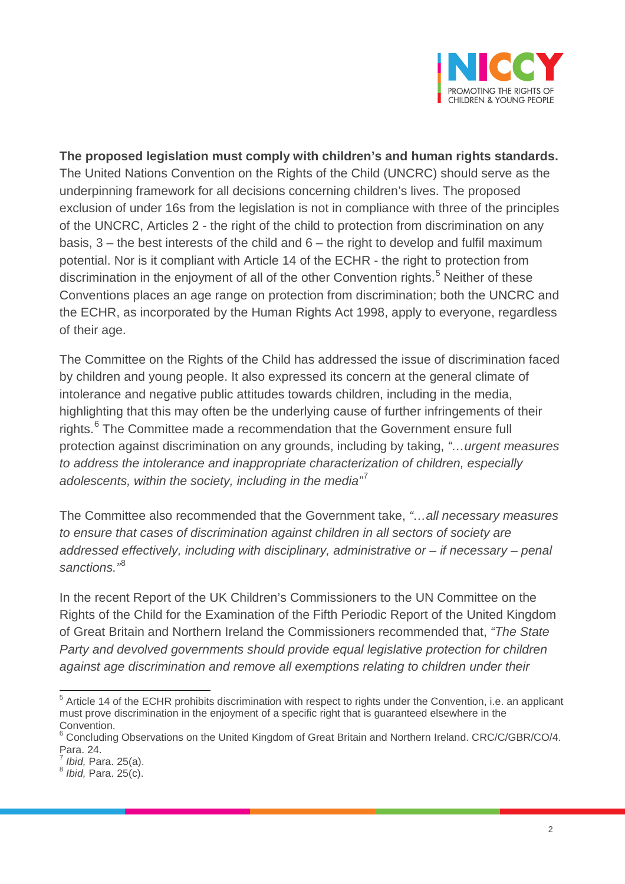**The proposed legislation must comply with children's and human rights standards.** The United Nations Convention on the Rights of the Child (UNCRC) should serve as the underpinning framework for all decisions concerning children's lives. The proposed exclusion of under 16s from the legislation is not in compliance with three of the principles of the UNCRC, Articles 2 - the right of the child to protection from discrimination on any basis, 3 – the best interests of the child and 6 – the right to develop and fulfil maximum potential. Nor is it compliant with Article 14 of the ECHR - the right to protection from discrimination in the enjoyment of all of the other Convention rights.[5] Neither of these Conventions places an age range on protection from discrimination; both the UNCRC and the ECHR, as incorporated by the Human Rights Act 1998, apply to everyone, regardless of their age.

The Committee on the Rights of the Child has addressed the issue of discrimination faced by children and young people. It also expressed its concern at the general climate of intolerance and negative public attitudes towards children, including in the media, highlighting that this may often be the underlying cause of further infringements of their rights.[6] The Committee made a recommendation that the Government ensure full protection against discrimination on any grounds, including by taking, *"…urgent measures to address the intolerance and inappropriate characterization of children, especially adolescents, within the society, including in the media"*[7]

The Committee also recommended that the Government take, *"…all necessary measures to ensure that cases of discrimination against children in all sectors of society are addressed effectively, including with disciplinary, administrative or – if necessary – penal sanctions."*[8]

In the recent Report of the UK Children's Commissioners to the UN Committee on the Rights of the Child for the Examination of the Fifth Periodic Report of the United Kingdom of Great Britain and Northern Ireland the Commissioners recommended that, *"The State Party and devolved governments should provide equal legislative protection for children against age discrimination and remove all exemptions relating to children under their*

---

[5] Article 14 of the ECHR prohibits discrimination with respect to rights under the Convention, i.e. an applicant must prove discrimination in the enjoyment of a specific right that is guaranteed elsewhere in the Convention.

[6] Concluding Observations on the United Kingdom of Great Britain and Northern Ireland. CRC/C/GBR/CO/4. Para. 24.

[7] *Ibid,* Para. 25(a).

[8] *Ibid,* Para. 25(c).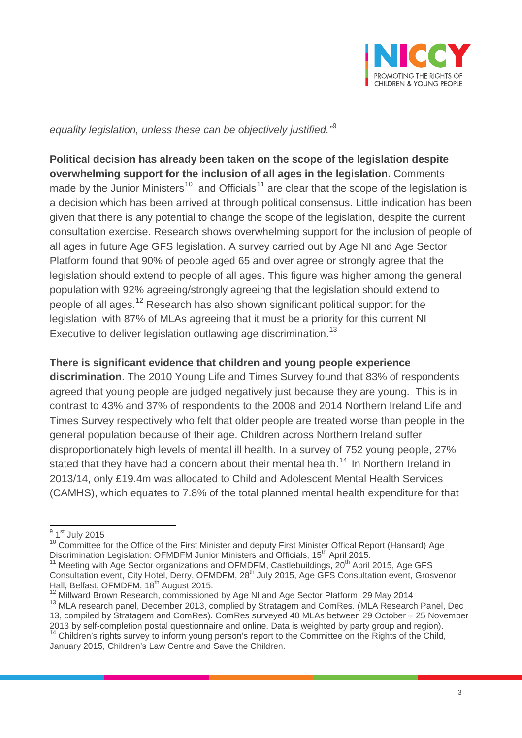*equality legislation, unless these can be objectively justified."*[9]

**Political decision has already been taken on the scope of the legislation despite overwhelming support for the inclusion of all ages in the legislation.** Comments made by the Junior Ministers[10] and Officials[11] are clear that the scope of the legislation is a decision which has been arrived at through political consensus. Little indication has been given that there is any potential to change the scope of the legislation, despite the current consultation exercise. Research shows overwhelming support for the inclusion of people of all ages in future Age GFS legislation. A survey carried out by Age NI and Age Sector Platform found that 90% of people aged 65 and over agree or strongly agree that the legislation should extend to people of all ages. This figure was higher among the general population with 92% agreeing/strongly agreeing that the legislation should extend to people of all ages.[12] Research has also shown significant political support for the legislation, with 87% of MLAs agreeing that it must be a priority for this current NI Executive to deliver legislation outlawing age discrimination.[13]

**There is significant evidence that children and young people experience discrimination**. The 2010 Young Life and Times Survey found that 83% of respondents agreed that young people are judged negatively just because they are young. This is in contrast to 43% and 37% of respondents to the 2008 and 2014 Northern Ireland Life and Times Survey respectively who felt that older people are treated worse than people in the general population because of their age. Children across Northern Ireland suffer disproportionately high levels of mental ill health. In a survey of 752 young people, 27% stated that they have had a concern about their mental health.[14] In Northern Ireland in 2013/14, only £19.4m was allocated to Child and Adolescent Mental Health Services (CAMHS), which equates to 7.8% of the total planned mental health expenditure for that

---

[9] 1st July 2015

[10] Committee for the Office of the First Minister and deputy First Minister Offical Report (Hansard) Age Discrimination Legislation: OFMDFM Junior Ministers and Officials, 15th April 2015.

[11] Meeting with Age Sector organizations and OFMDFM, Castlebuildings, 20th April 2015, Age GFS Consultation event, City Hotel, Derry, OFMDFM, 28th July 2015, Age GFS Consultation event, Grosvenor Hall, Belfast, OFMDFM, 18th August 2015.

[12] Millward Brown Research, commissioned by Age NI and Age Sector Platform, 29 May 2014

[13] MLA research panel, December 2013, complied by Stratagem and ComRes. (MLA Research Panel, Dec 13, compiled by Stratagem and ComRes). ComRes surveyed 40 MLAs between 29 October – 25 November 2013 by self-completion postal questionnaire and online. Data is weighted by party group and region).

[14] Children's rights survey to inform young person's report to the Committee on the Rights of the Child, January 2015, Children's Law Centre and Save the Children.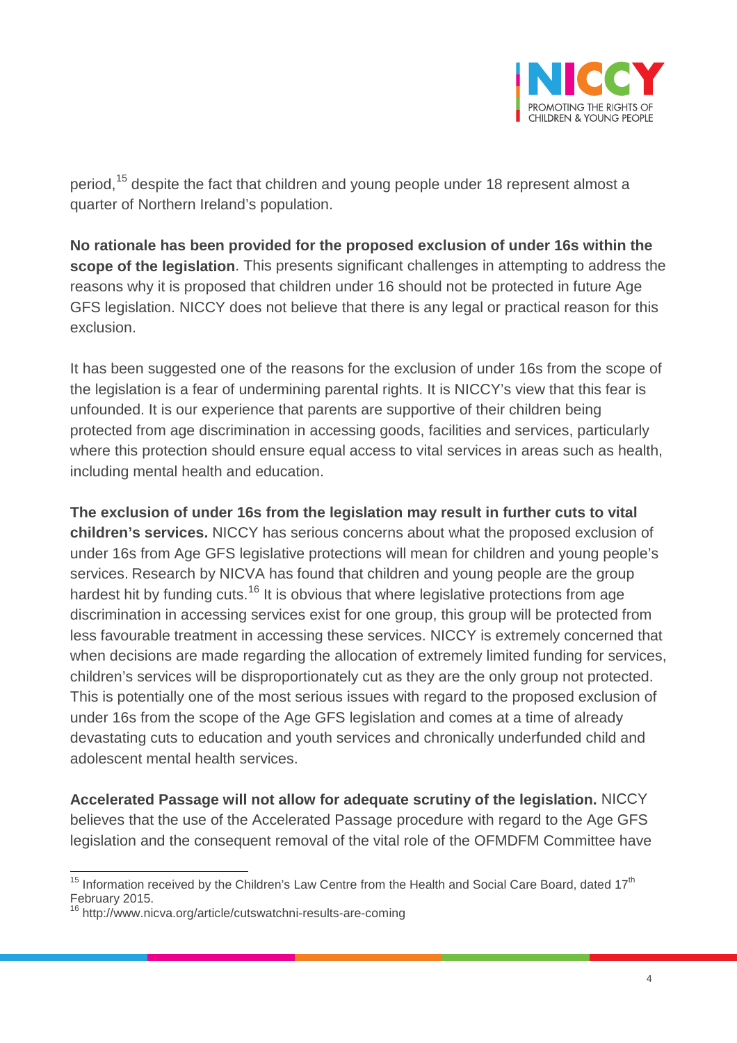period,[15] despite the fact that children and young people under 18 represent almost a quarter of Northern Ireland's population.

**No rationale has been provided for the proposed exclusion of under 16s within the scope of the legislation**. This presents significant challenges in attempting to address the reasons why it is proposed that children under 16 should not be protected in future Age GFS legislation. NICCY does not believe that there is any legal or practical reason for this exclusion.

It has been suggested one of the reasons for the exclusion of under 16s from the scope of the legislation is a fear of undermining parental rights. It is NICCY's view that this fear is unfounded. It is our experience that parents are supportive of their children being protected from age discrimination in accessing goods, facilities and services, particularly where this protection should ensure equal access to vital services in areas such as health, including mental health and education.

**The exclusion of under 16s from the legislation may result in further cuts to vital children's services.** NICCY has serious concerns about what the proposed exclusion of under 16s from Age GFS legislative protections will mean for children and young people's services. Research by NICVA has found that children and young people are the group hardest hit by funding cuts.[16] It is obvious that where legislative protections from age discrimination in accessing services exist for one group, this group will be protected from less favourable treatment in accessing these services. NICCY is extremely concerned that when decisions are made regarding the allocation of extremely limited funding for services, children's services will be disproportionately cut as they are the only group not protected. This is potentially one of the most serious issues with regard to the proposed exclusion of under 16s from the scope of the Age GFS legislation and comes at a time of already devastating cuts to education and youth services and chronically underfunded child and adolescent mental health services.

**Accelerated Passage will not allow for adequate scrutiny of the legislation.** NICCY believes that the use of the Accelerated Passage procedure with regard to the Age GFS legislation and the consequent removal of the vital role of the OFMDFM Committee have

---

[15] Information received by the Children's Law Centre from the Health and Social Care Board, dated 17th February 2015.

[16] http://www.nicva.org/article/cutswatchni-results-are-coming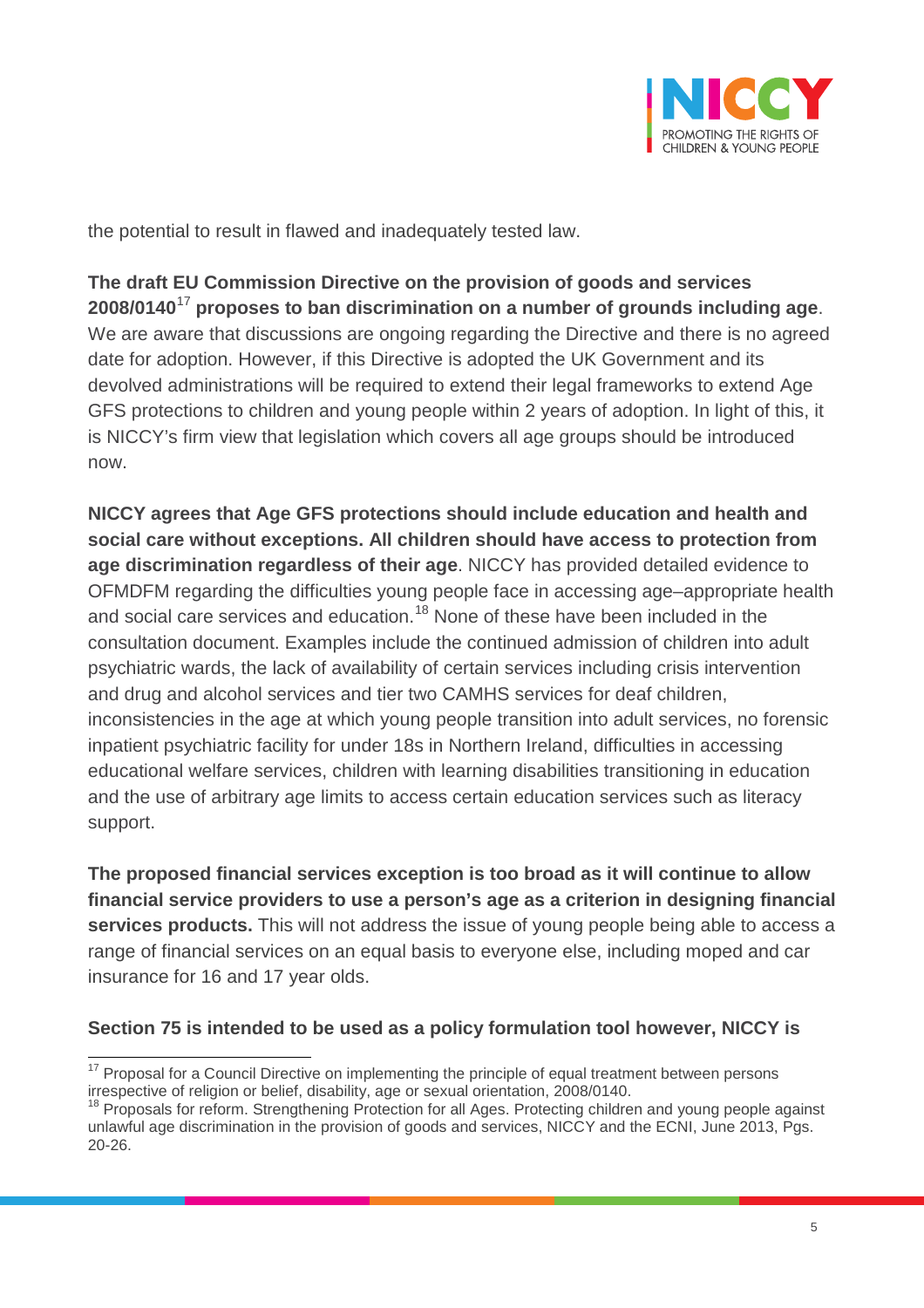the potential to result in flawed and inadequately tested law.

**The draft EU Commission Directive on the provision of goods and services 2008/0140**[17] **proposes to ban discrimination on a number of grounds including age**. We are aware that discussions are ongoing regarding the Directive and there is no agreed date for adoption. However, if this Directive is adopted the UK Government and its devolved administrations will be required to extend their legal frameworks to extend Age GFS protections to children and young people within 2 years of adoption. In light of this, it is NICCY's firm view that legislation which covers all age groups should be introduced now.

**NICCY agrees that Age GFS protections should include education and health and social care without exceptions. All children should have access to protection from age discrimination regardless of their age**. NICCY has provided detailed evidence to OFMDFM regarding the difficulties young people face in accessing age–appropriate health and social care services and education.[18] None of these have been included in the consultation document. Examples include the continued admission of children into adult psychiatric wards, the lack of availability of certain services including crisis intervention and drug and alcohol services and tier two CAMHS services for deaf children, inconsistencies in the age at which young people transition into adult services, no forensic inpatient psychiatric facility for under 18s in Northern Ireland, difficulties in accessing educational welfare services, children with learning disabilities transitioning in education and the use of arbitrary age limits to access certain education services such as literacy support.

**The proposed financial services exception is too broad as it will continue to allow financial service providers to use a person's age as a criterion in designing financial services products.** This will not address the issue of young people being able to access a range of financial services on an equal basis to everyone else, including moped and car insurance for 16 and 17 year olds.

**Section 75 is intended to be used as a policy formulation tool however, NICCY is**

---

[17] Proposal for a Council Directive on implementing the principle of equal treatment between persons irrespective of religion or belief, disability, age or sexual orientation, 2008/0140.

[18] Proposals for reform. Strengthening Protection for all Ages. Protecting children and young people against unlawful age discrimination in the provision of goods and services, NICCY and the ECNI, June 2013, Pgs. 20-26.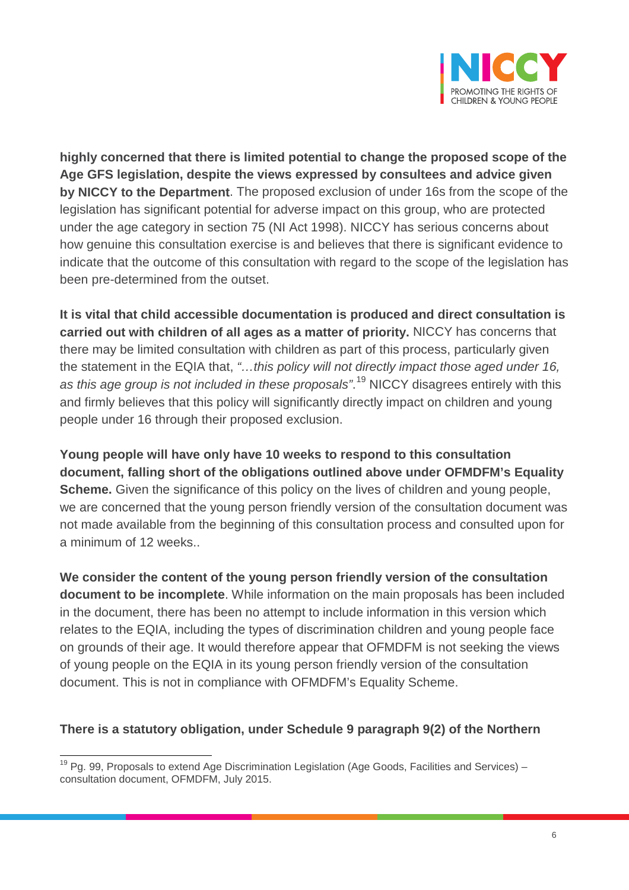**highly concerned that there is limited potential to change the proposed scope of the Age GFS legislation, despite the views expressed by consultees and advice given by NICCY to the Department**. The proposed exclusion of under 16s from the scope of the legislation has significant potential for adverse impact on this group, who are protected under the age category in section 75 (NI Act 1998). NICCY has serious concerns about how genuine this consultation exercise is and believes that there is significant evidence to indicate that the outcome of this consultation with regard to the scope of the legislation has been pre-determined from the outset.

**It is vital that child accessible documentation is produced and direct consultation is carried out with children of all ages as a matter of priority.** NICCY has concerns that there may be limited consultation with children as part of this process, particularly given the statement in the EQIA that, *"…this policy will not directly impact those aged under 16, as this age group is not included in these proposals"*.[19] NICCY disagrees entirely with this and firmly believes that this policy will significantly directly impact on children and young people under 16 through their proposed exclusion.

**Young people will have only have 10 weeks to respond to this consultation document, falling short of the obligations outlined above under OFMDFM's Equality Scheme.** Given the significance of this policy on the lives of children and young people, we are concerned that the young person friendly version of the consultation document was not made available from the beginning of this consultation process and consulted upon for a minimum of 12 weeks..

**We consider the content of the young person friendly version of the consultation document to be incomplete**. While information on the main proposals has been included in the document, there has been no attempt to include information in this version which relates to the EQIA, including the types of discrimination children and young people face on grounds of their age. It would therefore appear that OFMDFM is not seeking the views of young people on the EQIA in its young person friendly version of the consultation document. This is not in compliance with OFMDFM's Equality Scheme.

**There is a statutory obligation, under Schedule 9 paragraph 9(2) of the Northern**

[19] Pg. 99, Proposals to extend Age Discrimination Legislation (Age Goods, Facilities and Services) – consultation document, OFMDFM, July 2015.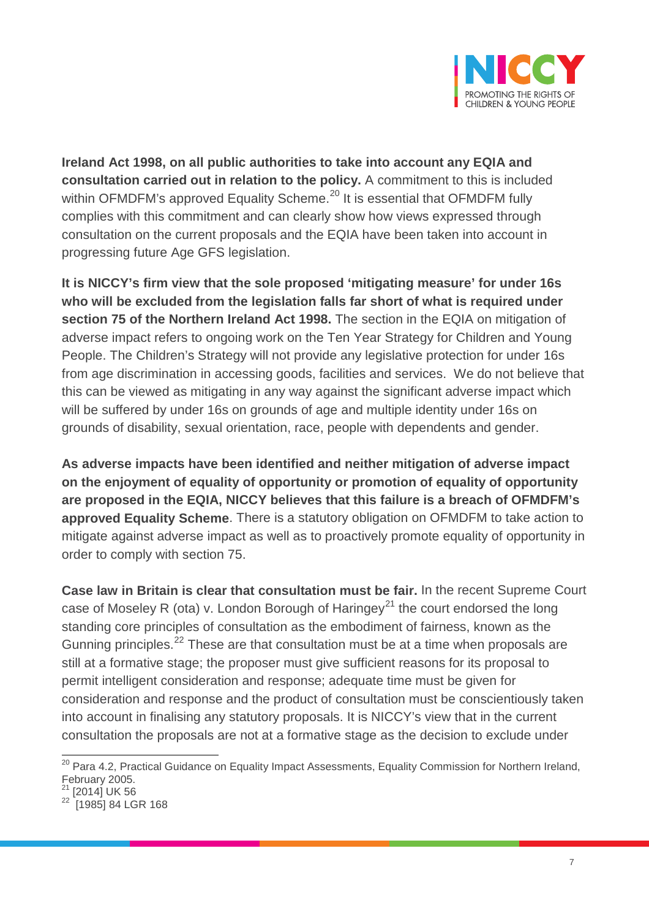**Ireland Act 1998, on all public authorities to take into account any EQIA and consultation carried out in relation to the policy.** A commitment to this is included within OFMDFM's approved Equality Scheme.[20] It is essential that OFMDFM fully complies with this commitment and can clearly show how views expressed through consultation on the current proposals and the EQIA have been taken into account in progressing future Age GFS legislation.

**It is NICCY's firm view that the sole proposed 'mitigating measure' for under 16s who will be excluded from the legislation falls far short of what is required under section 75 of the Northern Ireland Act 1998.** The section in the EQIA on mitigation of adverse impact refers to ongoing work on the Ten Year Strategy for Children and Young People. The Children's Strategy will not provide any legislative protection for under 16s from age discrimination in accessing goods, facilities and services. We do not believe that this can be viewed as mitigating in any way against the significant adverse impact which will be suffered by under 16s on grounds of age and multiple identity under 16s on grounds of disability, sexual orientation, race, people with dependents and gender.

**As adverse impacts have been identified and neither mitigation of adverse impact on the enjoyment of equality of opportunity or promotion of equality of opportunity are proposed in the EQIA, NICCY believes that this failure is a breach of OFMDFM's approved Equality Scheme**. There is a statutory obligation on OFMDFM to take action to mitigate against adverse impact as well as to proactively promote equality of opportunity in order to comply with section 75.

**Case law in Britain is clear that consultation must be fair.** In the recent Supreme Court case of Moseley R (ota) v. London Borough of Haringey[21] the court endorsed the long standing core principles of consultation as the embodiment of fairness, known as the Gunning principles.[22] These are that consultation must be at a time when proposals are still at a formative stage; the proposer must give sufficient reasons for its proposal to permit intelligent consideration and response; adequate time must be given for consideration and response and the product of consultation must be conscientiously taken into account in finalising any statutory proposals. It is NICCY's view that in the current consultation the proposals are not at a formative stage as the decision to exclude under

---

[20] Para 4.2, Practical Guidance on Equality Impact Assessments, Equality Commission for Northern Ireland, February 2005.

[21] [2014] UK 56

[22] [1985] 84 LGR 168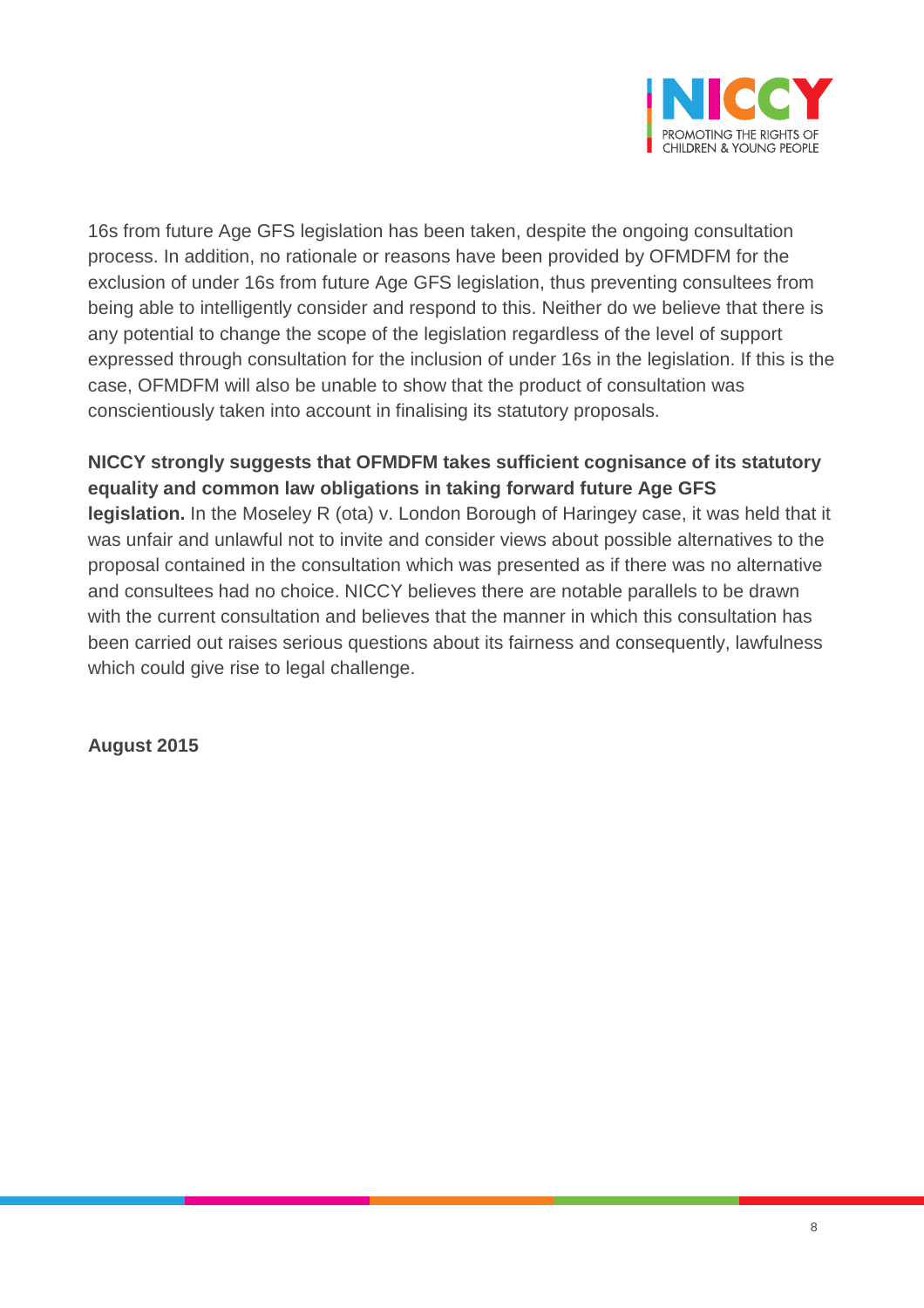16s from future Age GFS legislation has been taken, despite the ongoing consultation process. In addition, no rationale or reasons have been provided by OFMDFM for the exclusion of under 16s from future Age GFS legislation, thus preventing consultees from being able to intelligently consider and respond to this. Neither do we believe that there is any potential to change the scope of the legislation regardless of the level of support expressed through consultation for the inclusion of under 16s in the legislation. If this is the case, OFMDFM will also be unable to show that the product of consultation was conscientiously taken into account in finalising its statutory proposals.

**NICCY strongly suggests that OFMDFM takes sufficient cognisance of its statutory equality and common law obligations in taking forward future Age GFS legislation.** In the Moseley R (ota) v. London Borough of Haringey case, it was held that it was unfair and unlawful not to invite and consider views about possible alternatives to the proposal contained in the consultation which was presented as if there was no alternative and consultees had no choice. NICCY believes there are notable parallels to be drawn with the current consultation and believes that the manner in which this consultation has been carried out raises serious questions about its fairness and consequently, lawfulness which could give rise to legal challenge.

**August 2015**